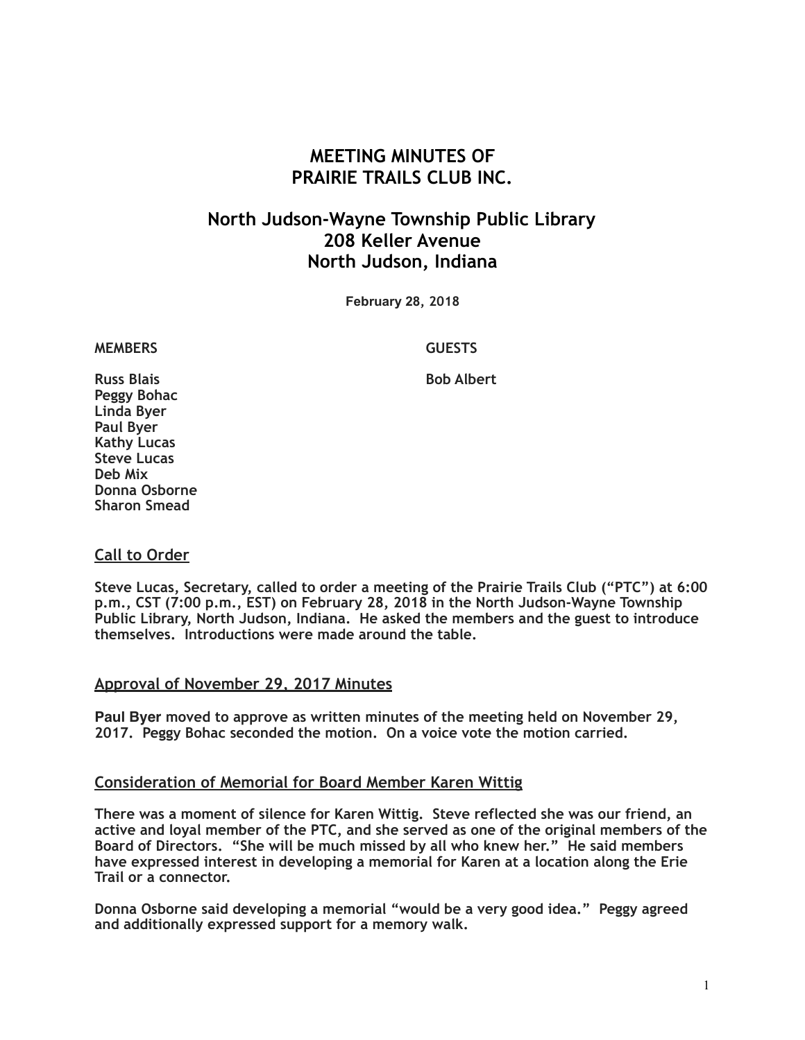# MEETING MINUTES OF PRAIRIE TRAILS CLUB INC.

## North Judson-Wayne Township Public Library
## 208 Keller Avenue
## North Judson, Indiana

**February 28, 2018**

| MEMBERS | GUESTS |
|---|---|
| Russ Blais | Bob Albert |
| Peggy Bohac | |
| Linda Byer | |
| Paul Byer | |
| Kathy Lucas | |
| Steve Lucas | |
| Deb Mix | |
| Donna Osborne | |
| Sharon Smead | |

### Call to Order

Steve Lucas, Secretary, called to order a meeting of the Prairie Trails Club ("PTC") at 6:00 p.m., CST (7:00 p.m., EST) on February 28, 2018 in the North Judson-Wayne Township Public Library, North Judson, Indiana. He asked the members and the guest to introduce themselves. Introductions were made around the table.

### Approval of November 29, 2017 Minutes

**Paul Byer** moved to approve as written minutes of the meeting held on November 29, 2017. Peggy Bohac seconded the motion. On a voice vote the motion carried.

### Consideration of Memorial for Board Member Karen Wittig

There was a moment of silence for Karen Wittig. Steve reflected she was our friend, an active and loyal member of the PTC, and she served as one of the original members of the Board of Directors. "She will be much missed by all who knew her." He said members have expressed interest in developing a memorial for Karen at a location along the Erie Trail or a connector.

Donna Osborne said developing a memorial "would be a very good idea." Peggy agreed and additionally expressed support for a memory walk.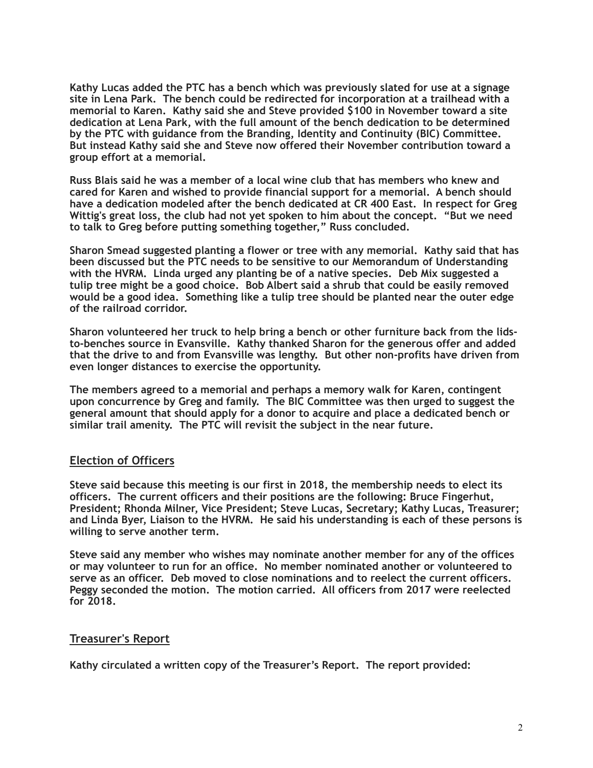Kathy Lucas added the PTC has a bench which was previously slated for use at a signage site in Lena Park. The bench could be redirected for incorporation at a trailhead with a memorial to Karen. Kathy said she and Steve provided $100 in November toward a site dedication at Lena Park, with the full amount of the bench dedication to be determined by the PTC with guidance from the Branding, Identity and Continuity (BIC) Committee. But instead Kathy said she and Steve now offered their November contribution toward a group effort at a memorial.

Russ Blais said he was a member of a local wine club that has members who knew and cared for Karen and wished to provide financial support for a memorial. A bench should have a dedication modeled after the bench dedicated at CR 400 East. In respect for Greg Wittig's great loss, the club had not yet spoken to him about the concept. "But we need to talk to Greg before putting something together," Russ concluded.

Sharon Smead suggested planting a flower or tree with any memorial. Kathy said that has been discussed but the PTC needs to be sensitive to our Memorandum of Understanding with the HVRM. Linda urged any planting be of a native species. Deb Mix suggested a tulip tree might be a good choice. Bob Albert said a shrub that could be easily removed would be a good idea. Something like a tulip tree should be planted near the outer edge of the railroad corridor.

Sharon volunteered her truck to help bring a bench or other furniture back from the lids-to-benches source in Evansville. Kathy thanked Sharon for the generous offer and added that the drive to and from Evansville was lengthy. But other non-profits have driven from even longer distances to exercise the opportunity.

The members agreed to a memorial and perhaps a memory walk for Karen, contingent upon concurrence by Greg and family. The BIC Committee was then urged to suggest the general amount that should apply for a donor to acquire and place a dedicated bench or similar trail amenity. The PTC will revisit the subject in the near future.

## Election of Officers

Steve said because this meeting is our first in 2018, the membership needs to elect its officers. The current officers and their positions are the following: Bruce Fingerhut, President; Rhonda Milner, Vice President; Steve Lucas, Secretary; Kathy Lucas, Treasurer; and Linda Byer, Liaison to the HVRM. He said his understanding is each of these persons is willing to serve another term.

Steve said any member who wishes may nominate another member for any of the offices or may volunteer to run for an office. No member nominated another or volunteered to serve as an officer. Deb moved to close nominations and to reelect the current officers. Peggy seconded the motion. The motion carried. All officers from 2017 were reelected for 2018.

## Treasurer's Report

Kathy circulated a written copy of the Treasurer's Report. The report provided: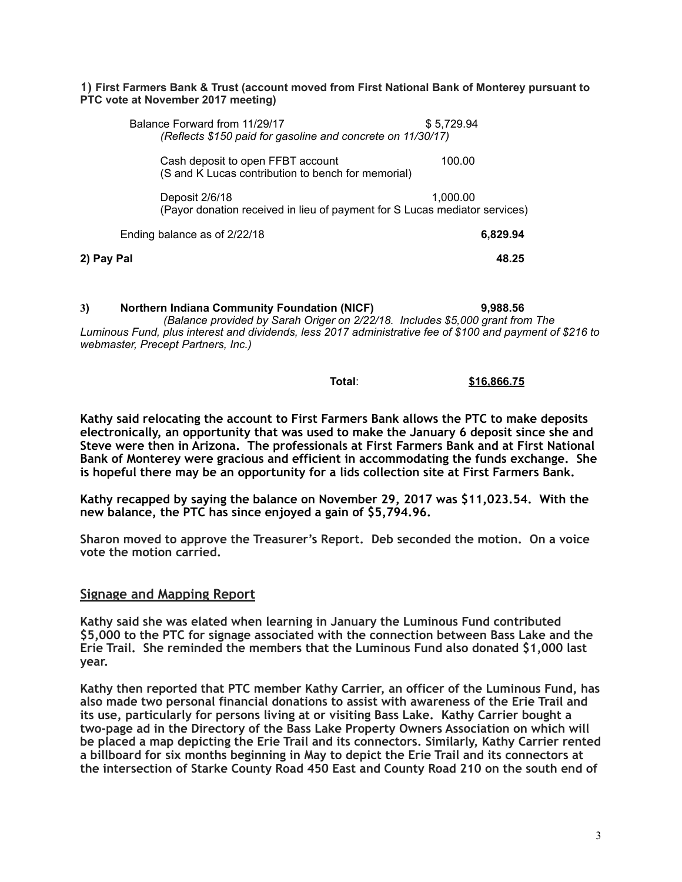**1) First Farmers Bank & Trust (account moved from First National Bank of Monterey pursuant to PTC vote at November 2017 meeting)**

| | |
|---|---|
| Balance Forward from 11/29/17 *(Reflects $150 paid for gasoline and concrete on 11/30/17)* | $ 5,729.94 |
| Cash deposit to open FFBT account (S and K Lucas contribution to bench for memorial) | 100.00 |
| Deposit 2/6/18 (Payor donation received in lieu of payment for S Lucas mediator services) | 1,000.00 |
| Ending balance as of 2/22/18 | **6,829.94** |

**2) Pay Pal** **48.25**

**3) Northern Indiana Community Foundation (NICF)** **9,988.56**

*(Balance provided by Sarah Origer on 2/22/18. Includes $5,000 grant from The Luminous Fund, plus interest and dividends, less 2017 administrative fee of $100 and payment of $216 to webmaster, Precept Partners, Inc.)*

**Total**: **$16,866.75**

**Kathy said relocating the account to First Farmers Bank allows the PTC to make deposits electronically, an opportunity that was used to make the January 6 deposit since she and Steve were then in Arizona. The professionals at First Farmers Bank and at First National Bank of Monterey were gracious and efficient in accommodating the funds exchange. She is hopeful there may be an opportunity for a lids collection site at First Farmers Bank.**

**Kathy recapped by saying the balance on November 29, 2017 was $11,023.54. With the new balance, the PTC has since enjoyed a gain of $5,794.96.**

**Sharon moved to approve the Treasurer's Report. Deb seconded the motion. On a voice vote the motion carried.**

## Signage and Mapping Report

**Kathy said she was elated when learning in January the Luminous Fund contributed $5,000 to the PTC for signage associated with the connection between Bass Lake and the Erie Trail. She reminded the members that the Luminous Fund also donated $1,000 last year.**

**Kathy then reported that PTC member Kathy Carrier, an officer of the Luminous Fund, has also made two personal financial donations to assist with awareness of the Erie Trail and its use, particularly for persons living at or visiting Bass Lake. Kathy Carrier bought a two-page ad in the Directory of the Bass Lake Property Owners Association on which will be placed a map depicting the Erie Trail and its connectors. Similarly, Kathy Carrier rented a billboard for six months beginning in May to depict the Erie Trail and its connectors at the intersection of Starke County Road 450 East and County Road 210 on the south end of**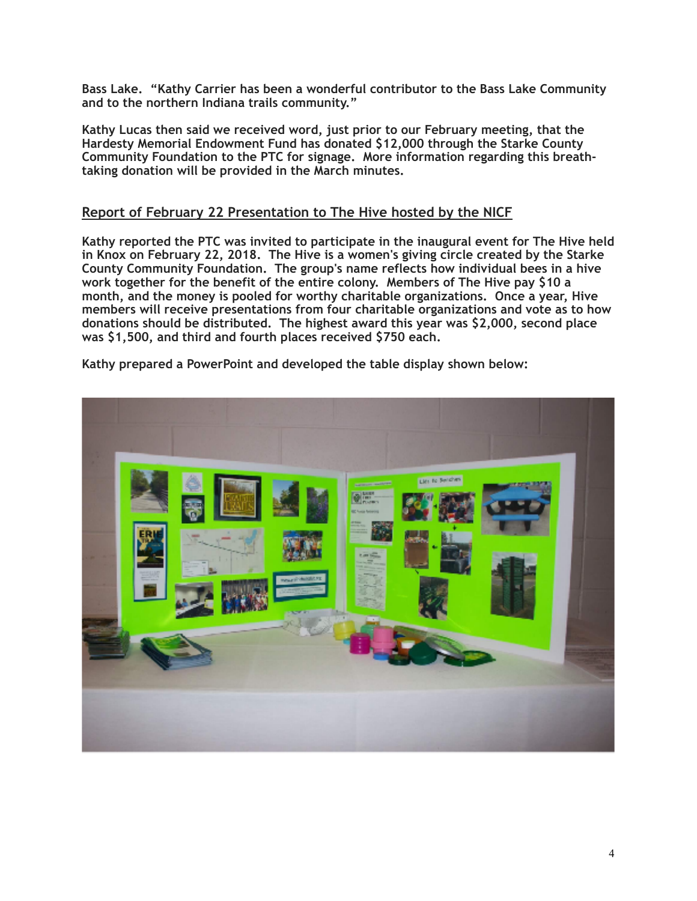**Bass Lake. "Kathy Carrier has been a wonderful contributor to the Bass Lake Community and to the northern Indiana trails community."**

**Kathy Lucas then said we received word, just prior to our February meeting, that the Hardesty Memorial Endowment Fund has donated $12,000 through the Starke County Community Foundation to the PTC for signage. More information regarding this breath-taking donation will be provided in the March minutes.**

## Report of February 22 Presentation to The Hive hosted by the NICF

**Kathy reported the PTC was invited to participate in the inaugural event for The Hive held in Knox on February 22, 2018. The Hive is a women's giving circle created by the Starke County Community Foundation. The group's name reflects how individual bees in a hive work together for the benefit of the entire colony. Members of The Hive pay $10 a month, and the money is pooled for worthy charitable organizations. Once a year, Hive members will receive presentations from four charitable organizations and vote as to how donations should be distributed. The highest award this year was $2,000, second place was $1,500, and third and fourth places received $750 each.**

**Kathy prepared a PowerPoint and developed the table display shown below:**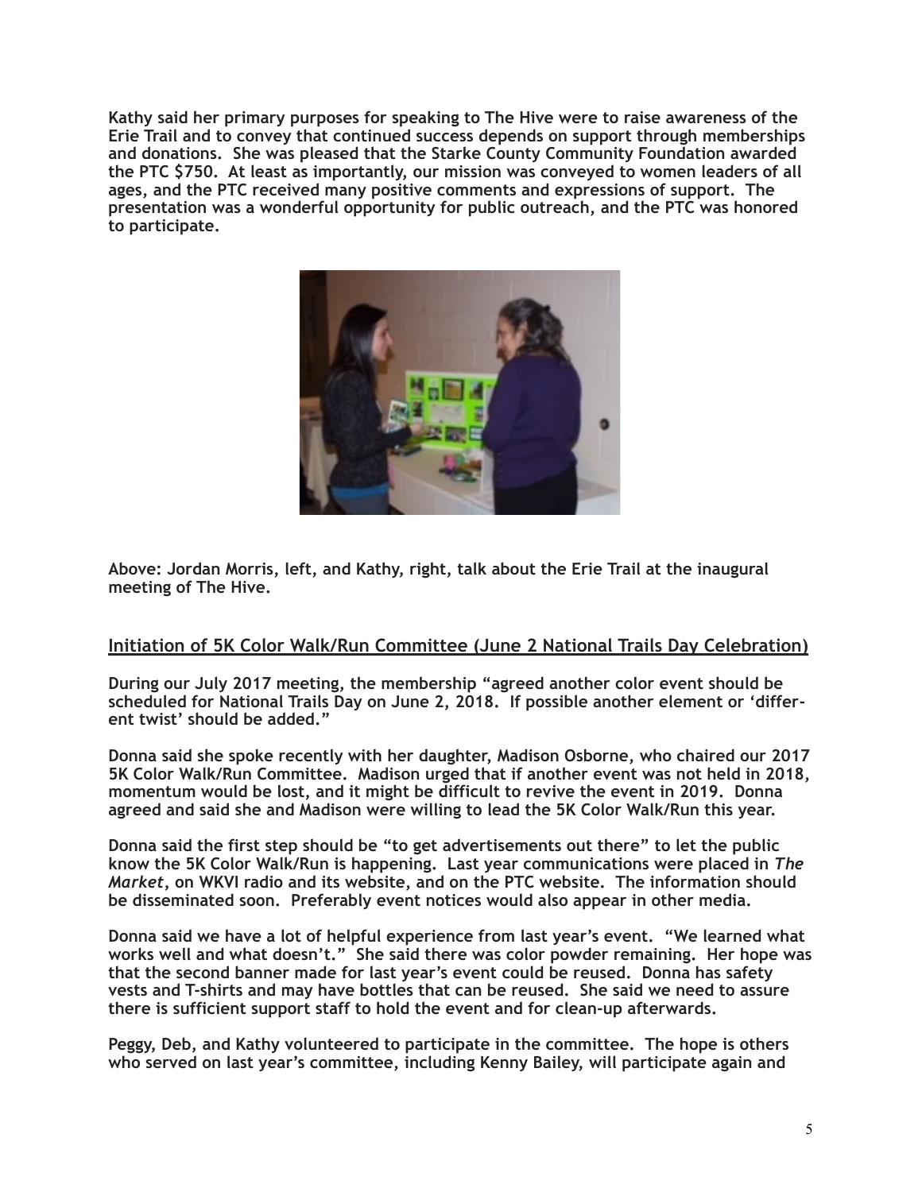Kathy said her primary purposes for speaking to The Hive were to raise awareness of the Erie Trail and to convey that continued success depends on support through memberships and donations. She was pleased that the Starke County Community Foundation awarded the PTC $750. At least as importantly, our mission was conveyed to women leaders of all ages, and the PTC received many positive comments and expressions of support. The presentation was a wonderful opportunity for public outreach, and the PTC was honored to participate.

Above: Jordan Morris, left, and Kathy, right, talk about the Erie Trail at the inaugural meeting of The Hive.

## Initiation of 5K Color Walk/Run Committee (June 2 National Trails Day Celebration)

During our July 2017 meeting, the membership "agreed another color event should be scheduled for National Trails Day on June 2, 2018. If possible another element or 'different twist' should be added."

Donna said she spoke recently with her daughter, Madison Osborne, who chaired our 2017 5K Color Walk/Run Committee. Madison urged that if another event was not held in 2018, momentum would be lost, and it might be difficult to revive the event in 2019. Donna agreed and said she and Madison were willing to lead the 5K Color Walk/Run this year.

Donna said the first step should be "to get advertisements out there" to let the public know the 5K Color Walk/Run is happening. Last year communications were placed in *The Market*, on WKVI radio and its website, and on the PTC website. The information should be disseminated soon. Preferably event notices would also appear in other media.

Donna said we have a lot of helpful experience from last year's event. "We learned what works well and what doesn't." She said there was color powder remaining. Her hope was that the second banner made for last year's event could be reused. Donna has safety vests and T-shirts and may have bottles that can be reused. She said we need to assure there is sufficient support staff to hold the event and for clean-up afterwards.

Peggy, Deb, and Kathy volunteered to participate in the committee. The hope is others who served on last year's committee, including Kenny Bailey, will participate again and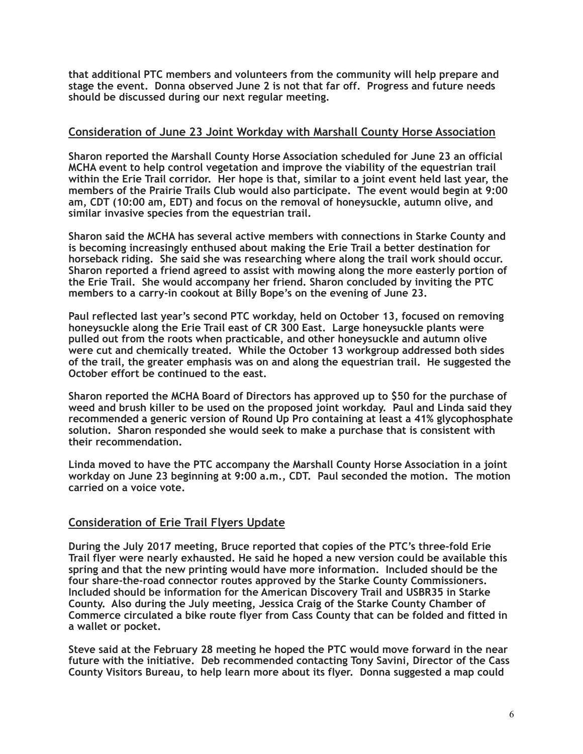**that additional PTC members and volunteers from the community will help prepare and stage the event. Donna observed June 2 is not that far off. Progress and future needs should be discussed during our next regular meeting.**

## Consideration of June 23 Joint Workday with Marshall County Horse Association

**Sharon reported the Marshall County Horse Association scheduled for June 23 an official MCHA event to help control vegetation and improve the viability of the equestrian trail within the Erie Trail corridor. Her hope is that, similar to a joint event held last year, the members of the Prairie Trails Club would also participate. The event would begin at 9:00 am, CDT (10:00 am, EDT) and focus on the removal of honeysuckle, autumn olive, and similar invasive species from the equestrian trail.**

**Sharon said the MCHA has several active members with connections in Starke County and is becoming increasingly enthused about making the Erie Trail a better destination for horseback riding. She said she was researching where along the trail work should occur. Sharon reported a friend agreed to assist with mowing along the more easterly portion of the Erie Trail. She would accompany her friend. Sharon concluded by inviting the PTC members to a carry-in cookout at Billy Bope's on the evening of June 23.**

**Paul reflected last year's second PTC workday, held on October 13, focused on removing honeysuckle along the Erie Trail east of CR 300 East. Large honeysuckle plants were pulled out from the roots when practicable, and other honeysuckle and autumn olive were cut and chemically treated. While the October 13 workgroup addressed both sides of the trail, the greater emphasis was on and along the equestrian trail. He suggested the October effort be continued to the east.**

**Sharon reported the MCHA Board of Directors has approved up to $50 for the purchase of weed and brush killer to be used on the proposed joint workday. Paul and Linda said they recommended a generic version of Round Up Pro containing at least a 41% glycophosphate solution. Sharon responded she would seek to make a purchase that is consistent with their recommendation.**

**Linda moved to have the PTC accompany the Marshall County Horse Association in a joint workday on June 23 beginning at 9:00 a.m., CDT. Paul seconded the motion. The motion carried on a voice vote.**

## Consideration of Erie Trail Flyers Update

**During the July 2017 meeting, Bruce reported that copies of the PTC's three-fold Erie Trail flyer were nearly exhausted. He said he hoped a new version could be available this spring and that the new printing would have more information. Included should be the four share-the-road connector routes approved by the Starke County Commissioners. Included should be information for the American Discovery Trail and USBR35 in Starke County. Also during the July meeting, Jessica Craig of the Starke County Chamber of Commerce circulated a bike route flyer from Cass County that can be folded and fitted in a wallet or pocket.**

**Steve said at the February 28 meeting he hoped the PTC would move forward in the near future with the initiative. Deb recommended contacting Tony Savini, Director of the Cass County Visitors Bureau, to help learn more about its flyer. Donna suggested a map could**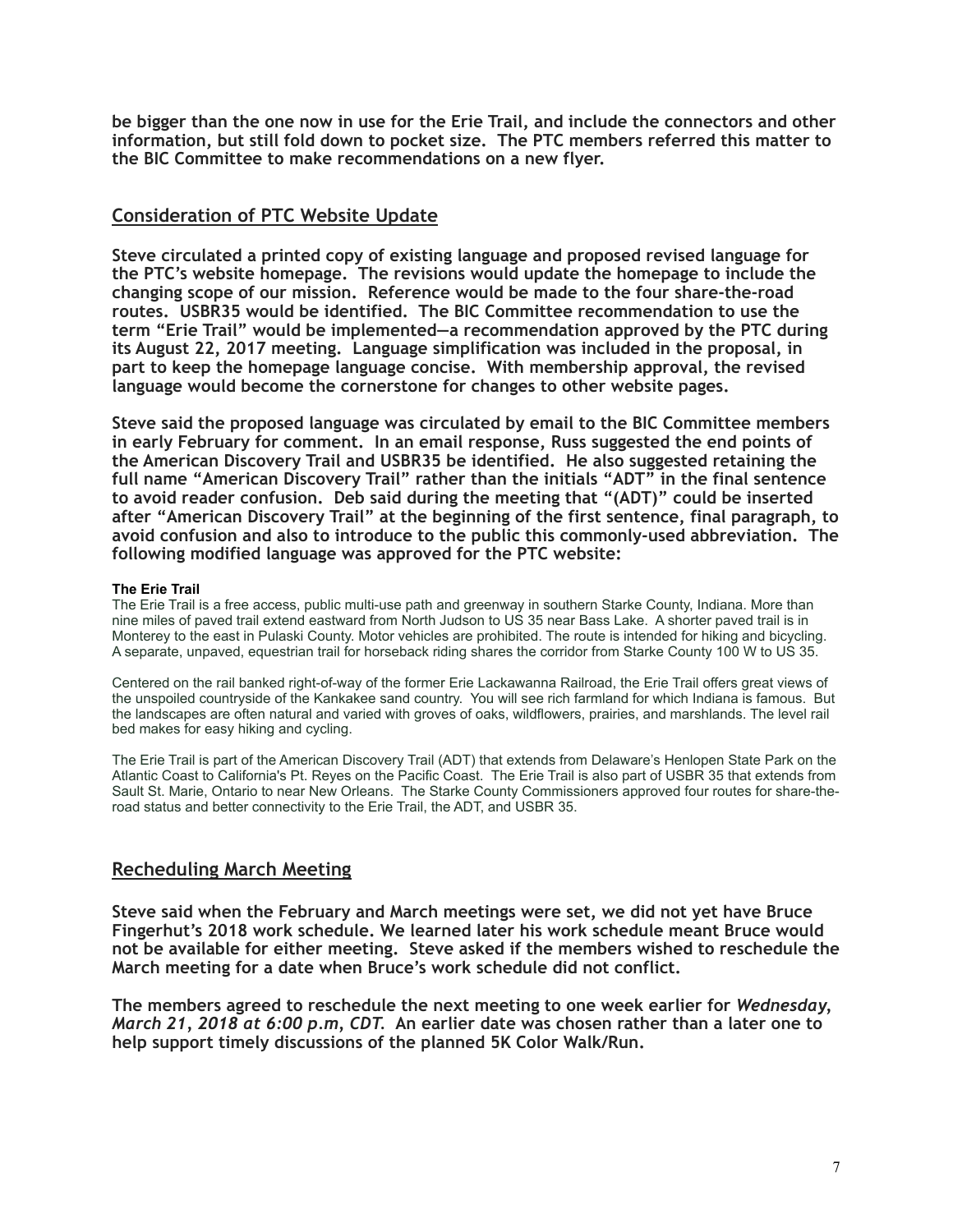**be bigger than the one now in use for the Erie Trail, and include the connectors and other information, but still fold down to pocket size. The PTC members referred this matter to the BIC Committee to make recommendations on a new flyer.**

## Consideration of PTC Website Update

**Steve circulated a printed copy of existing language and proposed revised language for the PTC's website homepage. The revisions would update the homepage to include the changing scope of our mission. Reference would be made to the four share-the-road routes. USBR35 would be identified. The BIC Committee recommendation to use the term "Erie Trail" would be implemented—a recommendation approved by the PTC during its August 22, 2017 meeting. Language simplification was included in the proposal, in part to keep the homepage language concise. With membership approval, the revised language would become the cornerstone for changes to other website pages.**

**Steve said the proposed language was circulated by email to the BIC Committee members in early February for comment. In an email response, Russ suggested the end points of the American Discovery Trail and USBR35 be identified. He also suggested retaining the full name "American Discovery Trail" rather than the initials "ADT" in the final sentence to avoid reader confusion. Deb said during the meeting that "(ADT)" could be inserted after "American Discovery Trail" at the beginning of the first sentence, final paragraph, to avoid confusion and also to introduce to the public this commonly-used abbreviation. The following modified language was approved for the PTC website:**

**The Erie Trail**

The Erie Trail is a free access, public multi-use path and greenway in southern Starke County, Indiana. More than nine miles of paved trail extend eastward from North Judson to US 35 near Bass Lake. A shorter paved trail is in Monterey to the east in Pulaski County. Motor vehicles are prohibited. The route is intended for hiking and bicycling. A separate, unpaved, equestrian trail for horseback riding shares the corridor from Starke County 100 W to US 35.

Centered on the rail banked right-of-way of the former Erie Lackawanna Railroad, the Erie Trail offers great views of the unspoiled countryside of the Kankakee sand country. You will see rich farmland for which Indiana is famous. But the landscapes are often natural and varied with groves of oaks, wildflowers, prairies, and marshlands. The level rail bed makes for easy hiking and cycling.

The Erie Trail is part of the American Discovery Trail (ADT) that extends from Delaware's Henlopen State Park on the Atlantic Coast to California's Pt. Reyes on the Pacific Coast. The Erie Trail is also part of USBR 35 that extends from Sault St. Marie, Ontario to near New Orleans. The Starke County Commissioners approved four routes for share-the-road status and better connectivity to the Erie Trail, the ADT, and USBR 35.

## Recheduling March Meeting

**Steve said when the February and March meetings were set, we did not yet have Bruce Fingerhut's 2018 work schedule. We learned later his work schedule meant Bruce would not be available for either meeting. Steve asked if the members wished to reschedule the March meeting for a date when Bruce's work schedule did not conflict.**

**The members agreed to reschedule the next meeting to one week earlier for *Wednesday, March 21, 2018 at 6:00 p.m, CDT.* An earlier date was chosen rather than a later one to help support timely discussions of the planned 5K Color Walk/Run.**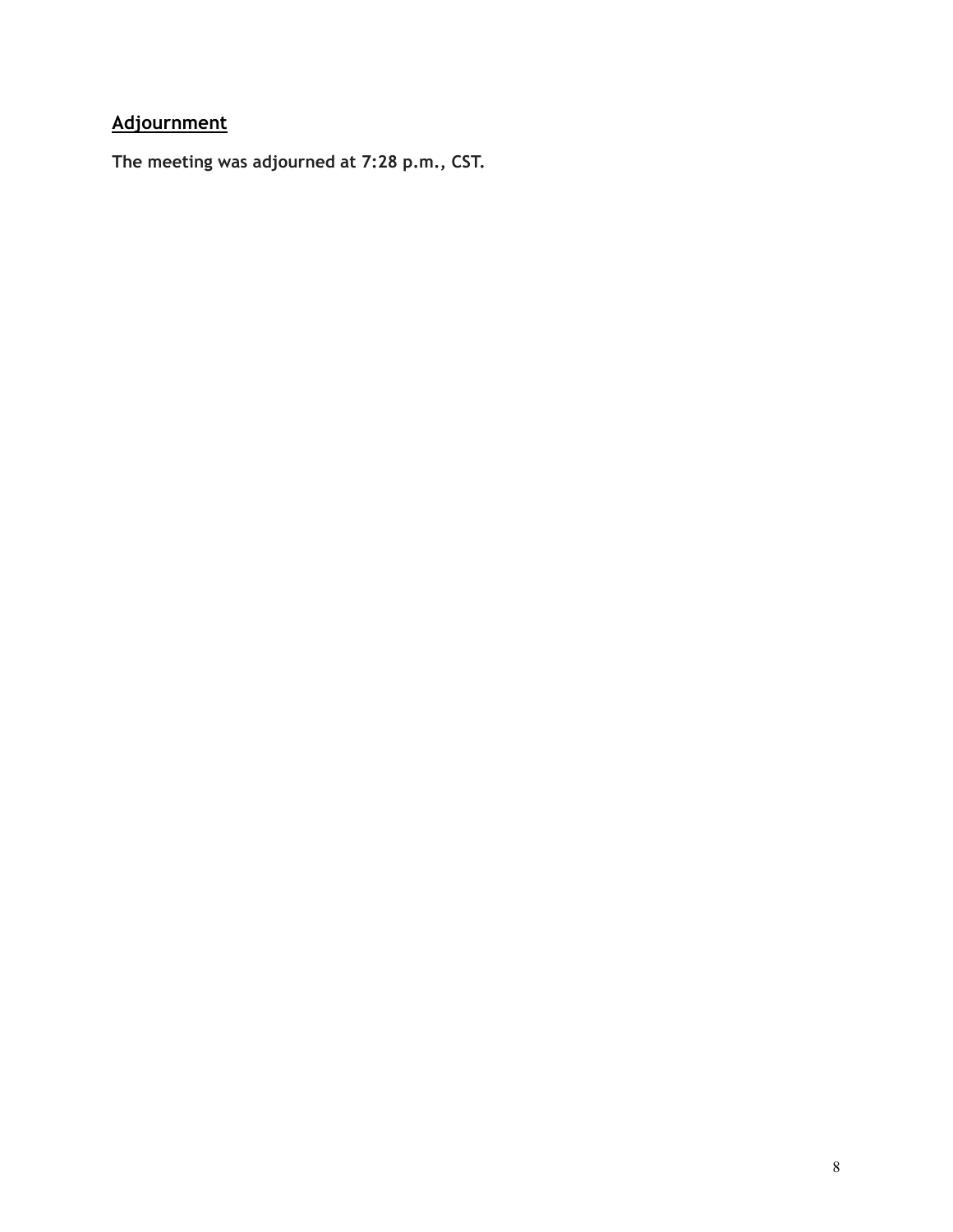## Adjournment

**The meeting was adjourned at 7:28 p.m., CST.**